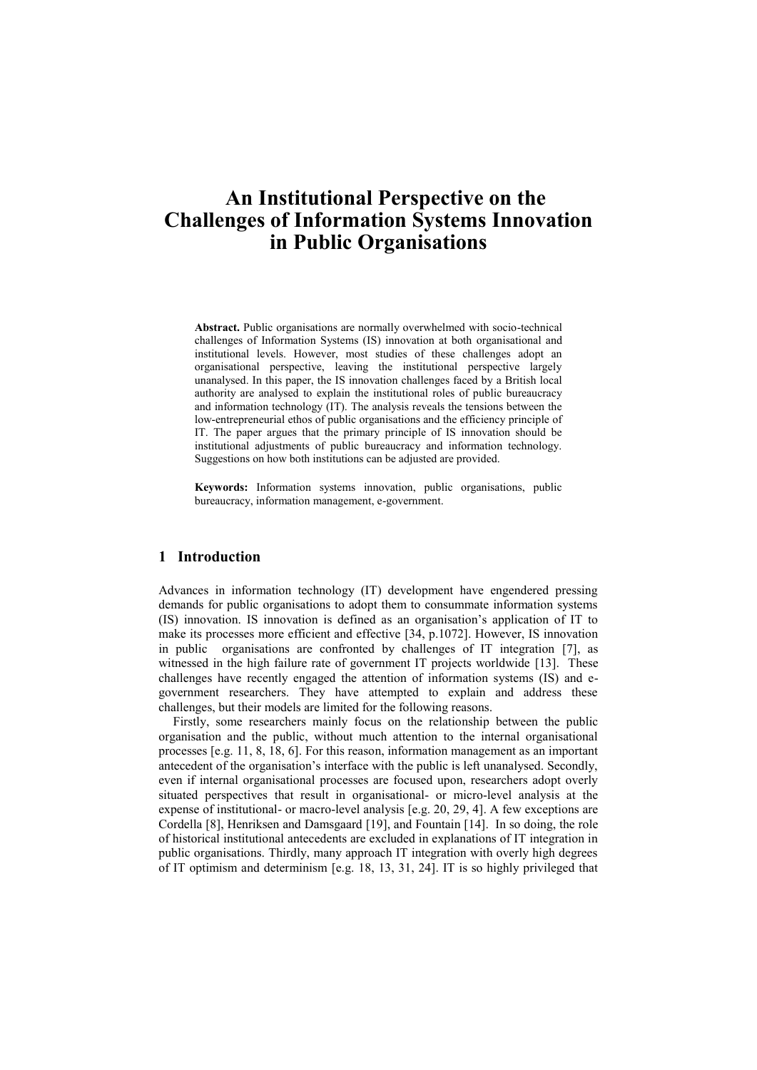# An Institutional Perspective on the Challenges of Information Systems Innovation in Public Organisations

**Abstract.** Public organisations are normally overwhelmed with socio-technical challenges of Information Systems (IS) innovation at both organisational and institutional levels. However, most studies of these challenges adopt an organisational perspective, leaving the institutional perspective largely unanalysed. In this paper, the IS innovation challenges faced by a British local authority are analysed to explain the institutional roles of public bureaucracy and information technology (IT). The analysis reveals the tensions between the low-entrepreneurial ethos of public organisations and the efficiency principle of IT. The paper argues that the primary principle of IS innovation should be institutional adjustments of public bureaucracy and information technology. Suggestions on how both institutions can be adjusted are provided.

**Keywords:** Information systems innovation, public organisations, public bureaucracy, information management, e-government.

## 1 Introduction

Advances in information technology (IT) development have engendered pressing demands for public organisations to adopt them to consummate information systems (IS) innovation. IS innovation is defined as an organisation's application of IT to make its processes more efficient and effective [34, p.1072]. However, IS innovation in public organisations are confronted by challenges of IT integration [7], as witnessed in the high failure rate of government IT projects worldwide [13]. These challenges have recently engaged the attention of information systems (IS) and e-government researchers. They have attempted to explain and address these challenges, but their models are limited for the following reasons.

Firstly, some researchers mainly focus on the relationship between the public organisation and the public, without much attention to the internal organisational processes [e.g. 11, 8, 18, 6]. For this reason, information management as an important antecedent of the organisation's interface with the public is left unanalysed. Secondly, even if internal organisational processes are focused upon, researchers adopt overly situated perspectives that result in organisational- or micro-level analysis at the expense of institutional- or macro-level analysis [e.g. 20, 29, 4]. A few exceptions are Cordella [8], Henriksen and Damsgaard [19], and Fountain [14]. In so doing, the role of historical institutional antecedents are excluded in explanations of IT integration in public organisations. Thirdly, many approach IT integration with overly high degrees of IT optimism and determinism [e.g. 18, 13, 31, 24]. IT is so highly privileged that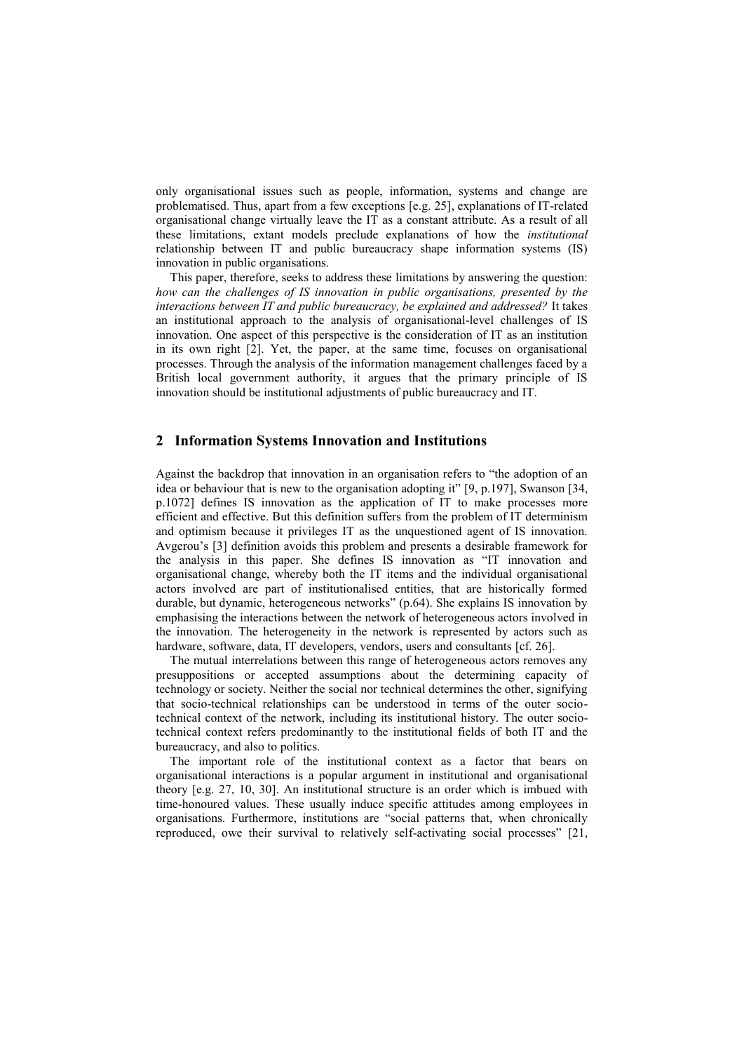only organisational issues such as people, information, systems and change are problematised. Thus, apart from a few exceptions [e.g. 25], explanations of IT-related organisational change virtually leave the IT as a constant attribute. As a result of all these limitations, extant models preclude explanations of how the *institutional* relationship between IT and public bureaucracy shape information systems (IS) innovation in public organisations.

This paper, therefore, seeks to address these limitations by answering the question: *how can the challenges of IS innovation in public organisations, presented by the interactions between IT and public bureaucracy, be explained and addressed?* It takes an institutional approach to the analysis of organisational-level challenges of IS innovation. One aspect of this perspective is the consideration of IT as an institution in its own right [2]. Yet, the paper, at the same time, focuses on organisational processes. Through the analysis of the information management challenges faced by a British local government authority, it argues that the primary principle of IS innovation should be institutional adjustments of public bureaucracy and IT.

## 2 Information Systems Innovation and Institutions

Against the backdrop that innovation in an organisation refers to "the adoption of an idea or behaviour that is new to the organisation adopting it" [9, p.197], Swanson [34, p.1072] defines IS innovation as the application of IT to make processes more efficient and effective. But this definition suffers from the problem of IT determinism and optimism because it privileges IT as the unquestioned agent of IS innovation. Avgerou's [3] definition avoids this problem and presents a desirable framework for the analysis in this paper. She defines IS innovation as "IT innovation and organisational change, whereby both the IT items and the individual organisational actors involved are part of institutionalised entities, that are historically formed durable, but dynamic, heterogeneous networks" (p.64). She explains IS innovation by emphasising the interactions between the network of heterogeneous actors involved in the innovation. The heterogeneity in the network is represented by actors such as hardware, software, data, IT developers, vendors, users and consultants [cf. 26].

The mutual interrelations between this range of heterogeneous actors removes any presuppositions or accepted assumptions about the determining capacity of technology or society. Neither the social nor technical determines the other, signifying that socio-technical relationships can be understood in terms of the outer socio-technical context of the network, including its institutional history. The outer socio-technical context refers predominantly to the institutional fields of both IT and the bureaucracy, and also to politics.

The important role of the institutional context as a factor that bears on organisational interactions is a popular argument in institutional and organisational theory [e.g. 27, 10, 30]. An institutional structure is an order which is imbued with time-honoured values. These usually induce specific attitudes among employees in organisations. Furthermore, institutions are "social patterns that, when chronically reproduced, owe their survival to relatively self-activating social processes" [21,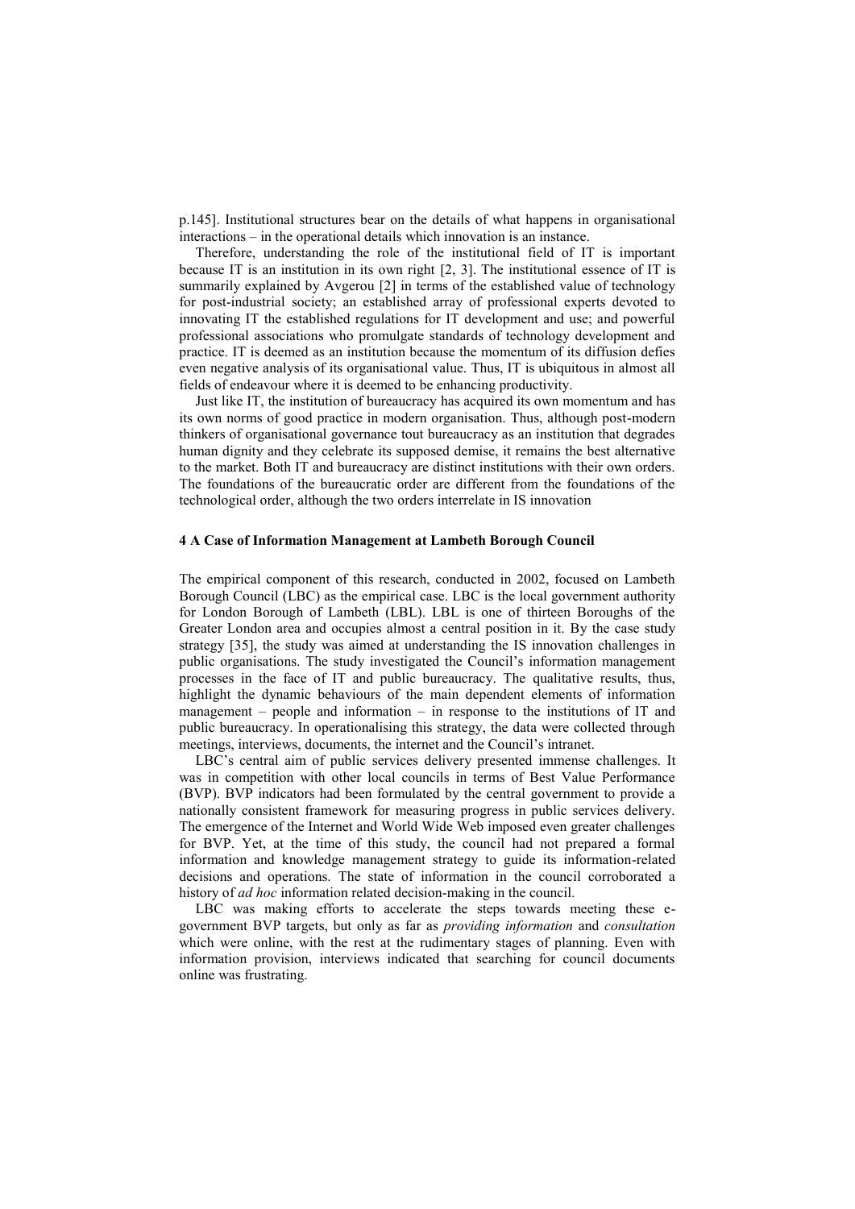p.145]. Institutional structures bear on the details of what happens in organisational interactions – in the operational details which innovation is an instance.

Therefore, understanding the role of the institutional field of IT is important because IT is an institution in its own right [2, 3]. The institutional essence of IT is summarily explained by Avgerou [2] in terms of the established value of technology for post-industrial society; an established array of professional experts devoted to innovating IT the established regulations for IT development and use; and powerful professional associations who promulgate standards of technology development and practice. IT is deemed as an institution because the momentum of its diffusion defies even negative analysis of its organisational value. Thus, IT is ubiquitous in almost all fields of endeavour where it is deemed to be enhancing productivity.

Just like IT, the institution of bureaucracy has acquired its own momentum and has its own norms of good practice in modern organisation. Thus, although post-modern thinkers of organisational governance tout bureaucracy as an institution that degrades human dignity and they celebrate its supposed demise, it remains the best alternative to the market. Both IT and bureaucracy are distinct institutions with their own orders. The foundations of the bureaucratic order are different from the foundations of the technological order, although the two orders interrelate in IS innovation

## 4 A Case of Information Management at Lambeth Borough Council

The empirical component of this research, conducted in 2002, focused on Lambeth Borough Council (LBC) as the empirical case. LBC is the local government authority for London Borough of Lambeth (LBL). LBL is one of thirteen Boroughs of the Greater London area and occupies almost a central position in it. By the case study strategy [35], the study was aimed at understanding the IS innovation challenges in public organisations. The study investigated the Council's information management processes in the face of IT and public bureaucracy. The qualitative results, thus, highlight the dynamic behaviours of the main dependent elements of information management – people and information – in response to the institutions of IT and public bureaucracy. In operationalising this strategy, the data were collected through meetings, interviews, documents, the internet and the Council's intranet.

LBC's central aim of public services delivery presented immense challenges. It was in competition with other local councils in terms of Best Value Performance (BVP). BVP indicators had been formulated by the central government to provide a nationally consistent framework for measuring progress in public services delivery. The emergence of the Internet and World Wide Web imposed even greater challenges for BVP. Yet, at the time of this study, the council had not prepared a formal information and knowledge management strategy to guide its information-related decisions and operations. The state of information in the council corroborated a history of *ad hoc* information related decision-making in the council.

LBC was making efforts to accelerate the steps towards meeting these e-government BVP targets, but only as far as *providing information* and *consultation* which were online, with the rest at the rudimentary stages of planning. Even with information provision, interviews indicated that searching for council documents online was frustrating.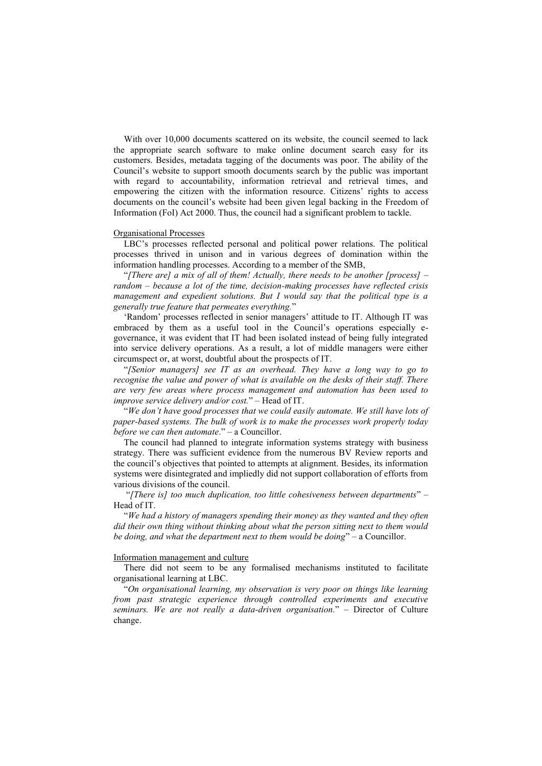With over 10,000 documents scattered on its website, the council seemed to lack the appropriate search software to make online document search easy for its customers. Besides, metadata tagging of the documents was poor. The ability of the Council's website to support smooth documents search by the public was important with regard to accountability, information retrieval and retrieval times, and empowering the citizen with the information resource. Citizens' rights to access documents on the council's website had been given legal backing in the Freedom of Information (FoI) Act 2000. Thus, the council had a significant problem to tackle.

<u>Organisational Processes</u>

LBC's processes reflected personal and political power relations. The political processes thrived in unison and in various degrees of domination within the information handling processes. According to a member of the SMB,

"*[There are] a mix of all of them! Actually, there needs to be another [process] – random – because a lot of the time, decision-making processes have reflected crisis management and expedient solutions. But I would say that the political type is a generally true feature that permeates everything.*"

'Random' processes reflected in senior managers' attitude to IT. Although IT was embraced by them as a useful tool in the Council's operations especially e-governance, it was evident that IT had been isolated instead of being fully integrated into service delivery operations. As a result, a lot of middle managers were either circumspect or, at worst, doubtful about the prospects of IT.

"*[Senior managers] see IT as an overhead. They have a long way to go to recognise the value and power of what is available on the desks of their staff. There are very few areas where process management and automation has been used to improve service delivery and/or cost.*" – Head of IT.

"*We don't have good processes that we could easily automate. We still have lots of paper-based systems. The bulk of work is to make the processes work properly today before we can then automate*." – a Councillor.

The council had planned to integrate information systems strategy with business strategy. There was sufficient evidence from the numerous BV Review reports and the council's objectives that pointed to attempts at alignment. Besides, its information systems were disintegrated and impliedly did not support collaboration of efforts from various divisions of the council.

"*[There is] too much duplication, too little cohesiveness between departments*" – Head of IT.

"*We had a history of managers spending their money as they wanted and they often did their own thing without thinking about what the person sitting next to them would be doing, and what the department next to them would be doing*" – a Councillor.

<u>Information management and culture</u>

There did not seem to be any formalised mechanisms instituted to facilitate organisational learning at LBC.

"*On organisational learning, my observation is very poor on things like learning from past strategic experience through controlled experiments and executive seminars. We are not really a data-driven organisation.*" – Director of Culture change.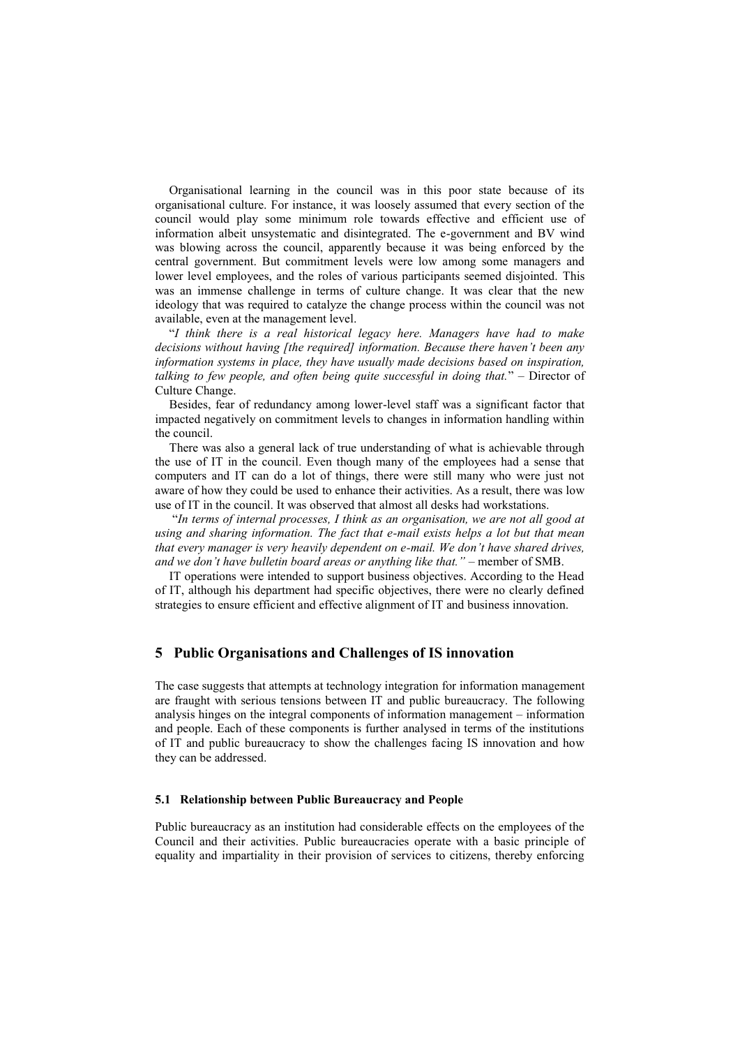Organisational learning in the council was in this poor state because of its organisational culture. For instance, it was loosely assumed that every section of the council would play some minimum role towards effective and efficient use of information albeit unsystematic and disintegrated. The e-government and BV wind was blowing across the council, apparently because it was being enforced by the central government. But commitment levels were low among some managers and lower level employees, and the roles of various participants seemed disjointed. This was an immense challenge in terms of culture change. It was clear that the new ideology that was required to catalyze the change process within the council was not available, even at the management level.

"*I think there is a real historical legacy here. Managers have had to make decisions without having [the required] information. Because there haven't been any information systems in place, they have usually made decisions based on inspiration, talking to few people, and often being quite successful in doing that.*" – Director of Culture Change.

Besides, fear of redundancy among lower-level staff was a significant factor that impacted negatively on commitment levels to changes in information handling within the council.

There was also a general lack of true understanding of what is achievable through the use of IT in the council. Even though many of the employees had a sense that computers and IT can do a lot of things, there were still many who were just not aware of how they could be used to enhance their activities. As a result, there was low use of IT in the council. It was observed that almost all desks had workstations.

"*In terms of internal processes, I think as an organisation, we are not all good at using and sharing information. The fact that e-mail exists helps a lot but that mean that every manager is very heavily dependent on e-mail. We don't have shared drives, and we don't have bulletin board areas or anything like that.*" – member of SMB.

IT operations were intended to support business objectives. According to the Head of IT, although his department had specific objectives, there were no clearly defined strategies to ensure efficient and effective alignment of IT and business innovation.

## 5 Public Organisations and Challenges of IS innovation

The case suggests that attempts at technology integration for information management are fraught with serious tensions between IT and public bureaucracy. The following analysis hinges on the integral components of information management – information and people. Each of these components is further analysed in terms of the institutions of IT and public bureaucracy to show the challenges facing IS innovation and how they can be addressed.

### 5.1 Relationship between Public Bureaucracy and People

Public bureaucracy as an institution had considerable effects on the employees of the Council and their activities. Public bureaucracies operate with a basic principle of equality and impartiality in their provision of services to citizens, thereby enforcing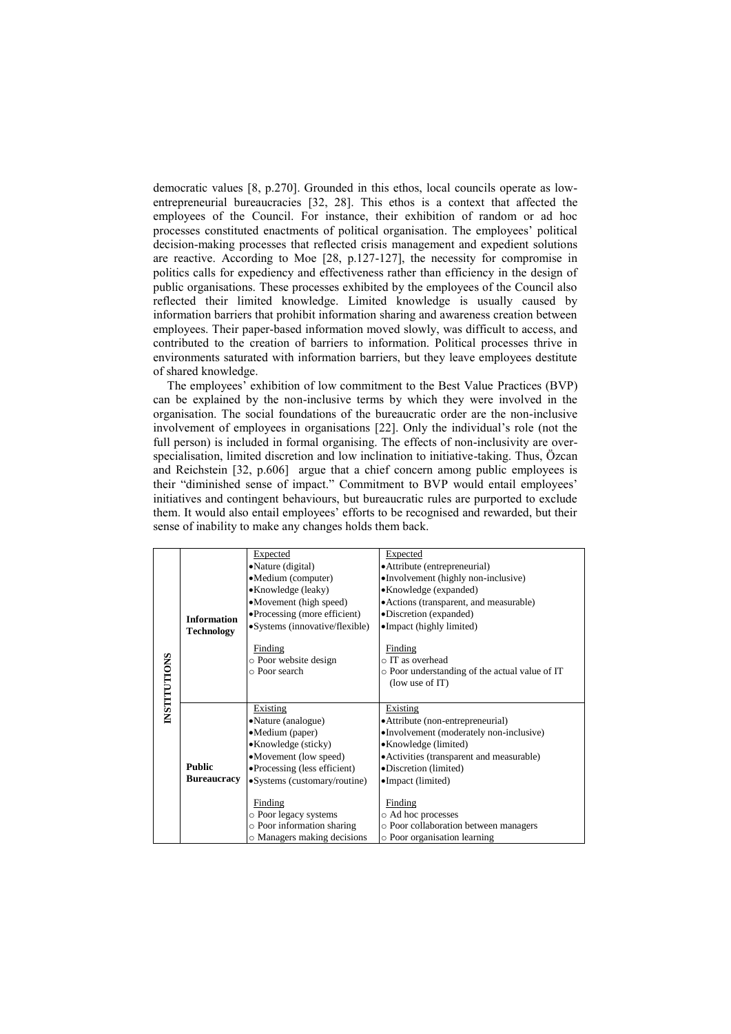democratic values [8, p.270]. Grounded in this ethos, local councils operate as low-entrepreneurial bureaucracies [32, 28]. This ethos is a context that affected the employees of the Council. For instance, their exhibition of random or ad hoc processes constituted enactments of political organisation. The employees' political decision-making processes that reflected crisis management and expedient solutions are reactive. According to Moe [28, p.127-127], the necessity for compromise in politics calls for expediency and effectiveness rather than efficiency in the design of public organisations. These processes exhibited by the employees of the Council also reflected their limited knowledge. Limited knowledge is usually caused by information barriers that prohibit information sharing and awareness creation between employees. Their paper-based information moved slowly, was difficult to access, and contributed to the creation of barriers to information. Political processes thrive in environments saturated with information barriers, but they leave employees destitute of shared knowledge.

The employees' exhibition of low commitment to the Best Value Practices (BVP) can be explained by the non-inclusive terms by which they were involved in the organisation. The social foundations of the bureaucratic order are the non-inclusive involvement of employees in organisations [22]. Only the individual's role (not the full person) is included in formal organising. The effects of non-inclusivity are over-specialisation, limited discretion and low inclination to initiative-taking. Thus, Özcan and Reichstein [32, p.606] argue that a chief concern among public employees is their "diminished sense of impact." Commitment to BVP would entail employees' initiatives and contingent behaviours, but bureaucratic rules are purported to exclude them. It would also entail employees' efforts to be recognised and rewarded, but their sense of inability to make any changes holds them back.

| | | | |
|---|---|---|---|
| **INSTITUTIONS** | **Information Technology** | Expected<br>• Nature (digital)<br>• Medium (computer)<br>• Knowledge (leaky)<br>• Movement (high speed)<br>• Processing (more efficient)<br>• Systems (innovative/flexible)<br><br>Finding<br>○ Poor website design<br>○ Poor search | Expected<br>• Attribute (entrepreneurial)<br>• Involvement (highly non-inclusive)<br>• Knowledge (expanded)<br>• Actions (transparent, and measurable)<br>• Discretion (expanded)<br>• Impact (highly limited)<br><br>Finding<br>○ IT as overhead<br>○ Poor understanding of the actual value of IT (low use of IT) |
| | **Public Bureaucracy** | Existing<br>• Nature (analogue)<br>• Medium (paper)<br>• Knowledge (sticky)<br>• Movement (low speed)<br>• Processing (less efficient)<br>• Systems (customary/routine)<br><br>Finding<br>○ Poor legacy systems<br>○ Poor information sharing<br>○ Managers making decisions | Existing<br>• Attribute (non-entrepreneurial)<br>• Involvement (moderately non-inclusive)<br>• Knowledge (limited)<br>• Activities (transparent and measurable)<br>• Discretion (limited)<br>• Impact (limited)<br><br>Finding<br>○ Ad hoc processes<br>○ Poor collaboration between managers<br>○ Poor organisation learning |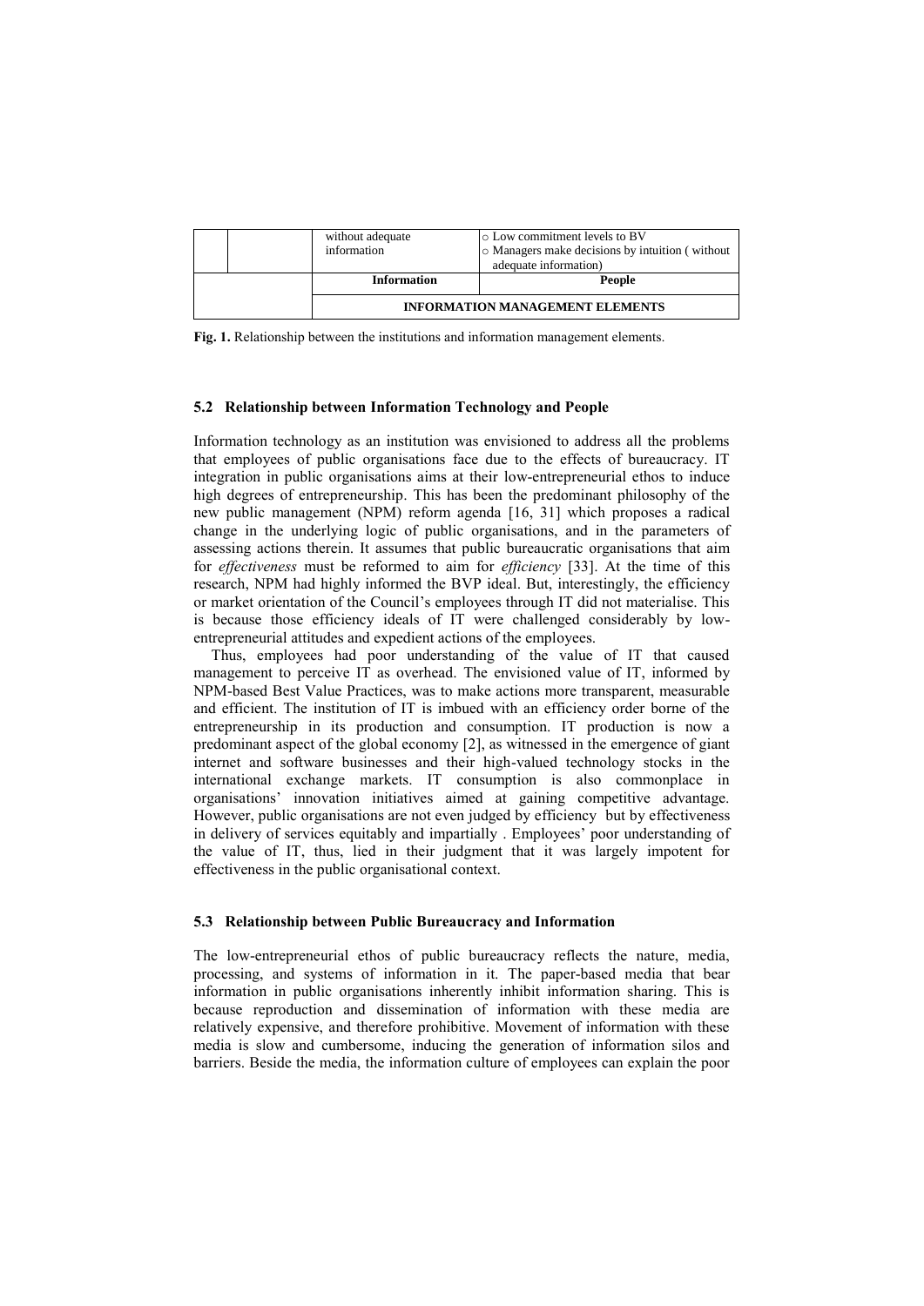| | | | |
|---|---|---|---|
| | | without adequate information | ○ Low commitment levels to BV<br>○ Managers make decisions by intuition ( without adequate information) |
| | | **Information** | **People** |
| | | **INFORMATION MANAGEMENT ELEMENTS** | |

**Fig. 1.** Relationship between the institutions and information management elements.

### 5.2 Relationship between Information Technology and People

Information technology as an institution was envisioned to address all the problems that employees of public organisations face due to the effects of bureaucracy. IT integration in public organisations aims at their low-entrepreneurial ethos to induce high degrees of entrepreneurship. This has been the predominant philosophy of the new public management (NPM) reform agenda [16, 31] which proposes a radical change in the underlying logic of public organisations, and in the parameters of assessing actions therein. It assumes that public bureaucratic organisations that aim for *effectiveness* must be reformed to aim for *efficiency* [33]. At the time of this research, NPM had highly informed the BVP ideal. But, interestingly, the efficiency or market orientation of the Council's employees through IT did not materialise. This is because those efficiency ideals of IT were challenged considerably by low-entrepreneurial attitudes and expedient actions of the employees.

Thus, employees had poor understanding of the value of IT that caused management to perceive IT as overhead. The envisioned value of IT, informed by NPM-based Best Value Practices, was to make actions more transparent, measurable and efficient. The institution of IT is imbued with an efficiency order borne of the entrepreneurship in its production and consumption. IT production is now a predominant aspect of the global economy [2], as witnessed in the emergence of giant internet and software businesses and their high-valued technology stocks in the international exchange markets. IT consumption is also commonplace in organisations' innovation initiatives aimed at gaining competitive advantage. However, public organisations are not even judged by efficiency but by effectiveness in delivery of services equitably and impartially . Employees' poor understanding of the value of IT, thus, lied in their judgment that it was largely impotent for effectiveness in the public organisational context.

### 5.3 Relationship between Public Bureaucracy and Information

The low-entrepreneurial ethos of public bureaucracy reflects the nature, media, processing, and systems of information in it. The paper-based media that bear information in public organisations inherently inhibit information sharing. This is because reproduction and dissemination of information with these media are relatively expensive, and therefore prohibitive. Movement of information with these media is slow and cumbersome, inducing the generation of information silos and barriers. Beside the media, the information culture of employees can explain the poor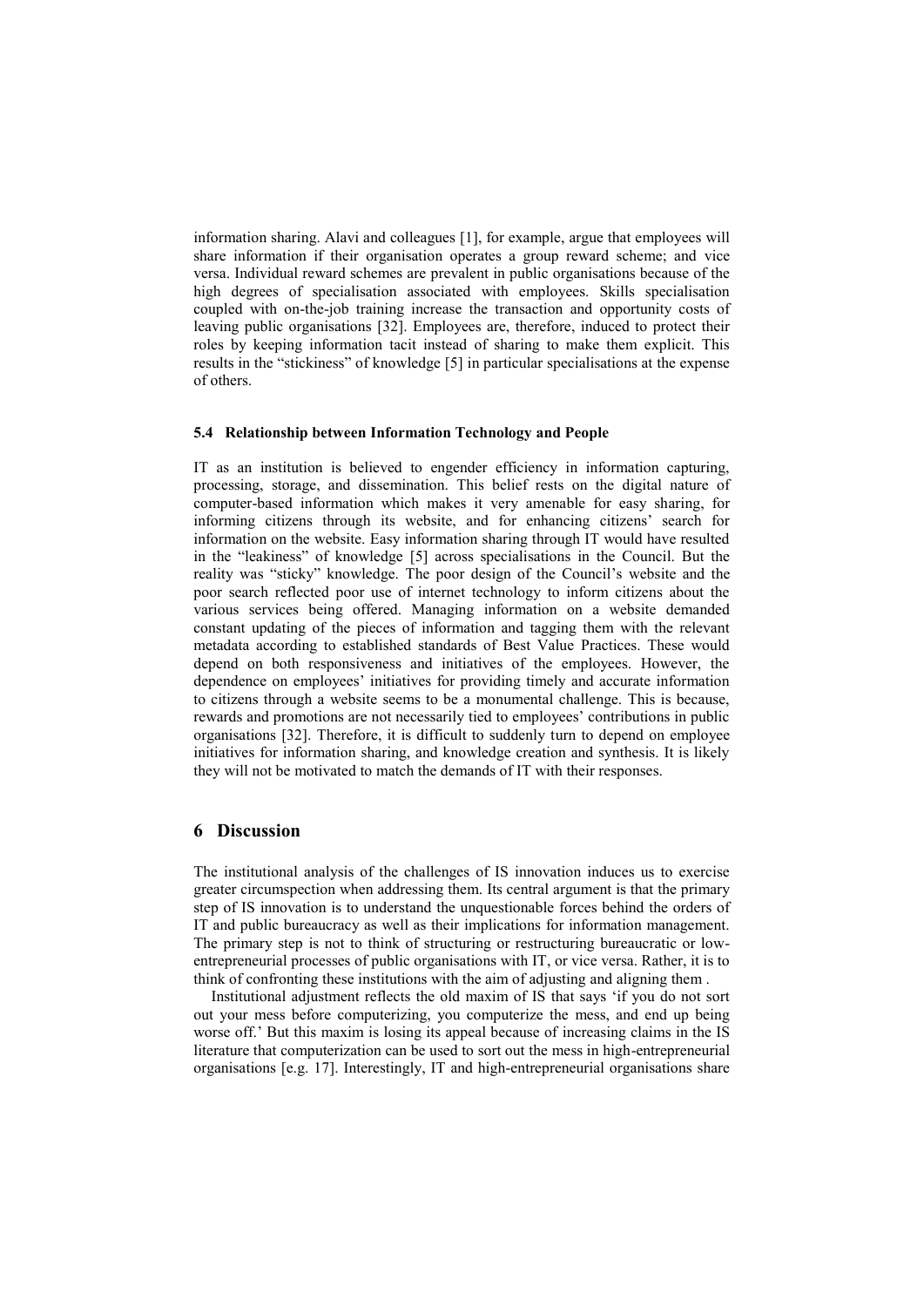information sharing. Alavi and colleagues [1], for example, argue that employees will share information if their organisation operates a group reward scheme; and vice versa. Individual reward schemes are prevalent in public organisations because of the high degrees of specialisation associated with employees. Skills specialisation coupled with on-the-job training increase the transaction and opportunity costs of leaving public organisations [32]. Employees are, therefore, induced to protect their roles by keeping information tacit instead of sharing to make them explicit. This results in the "stickiness" of knowledge [5] in particular specialisations at the expense of others.

### 5.4 Relationship between Information Technology and People

IT as an institution is believed to engender efficiency in information capturing, processing, storage, and dissemination. This belief rests on the digital nature of computer-based information which makes it very amenable for easy sharing, for informing citizens through its website, and for enhancing citizens' search for information on the website. Easy information sharing through IT would have resulted in the "leakiness" of knowledge [5] across specialisations in the Council. But the reality was "sticky" knowledge. The poor design of the Council's website and the poor search reflected poor use of internet technology to inform citizens about the various services being offered. Managing information on a website demanded constant updating of the pieces of information and tagging them with the relevant metadata according to established standards of Best Value Practices. These would depend on both responsiveness and initiatives of the employees. However, the dependence on employees' initiatives for providing timely and accurate information to citizens through a website seems to be a monumental challenge. This is because, rewards and promotions are not necessarily tied to employees' contributions in public organisations [32]. Therefore, it is difficult to suddenly turn to depend on employee initiatives for information sharing, and knowledge creation and synthesis. It is likely they will not be motivated to match the demands of IT with their responses.

## 6 Discussion

The institutional analysis of the challenges of IS innovation induces us to exercise greater circumspection when addressing them. Its central argument is that the primary step of IS innovation is to understand the unquestionable forces behind the orders of IT and public bureaucracy as well as their implications for information management. The primary step is not to think of structuring or restructuring bureaucratic or low-entrepreneurial processes of public organisations with IT, or vice versa. Rather, it is to think of confronting these institutions with the aim of adjusting and aligning them .

Institutional adjustment reflects the old maxim of IS that says 'if you do not sort out your mess before computerizing, you computerize the mess, and end up being worse off.' But this maxim is losing its appeal because of increasing claims in the IS literature that computerization can be used to sort out the mess in high-entrepreneurial organisations [e.g. 17]. Interestingly, IT and high-entrepreneurial organisations share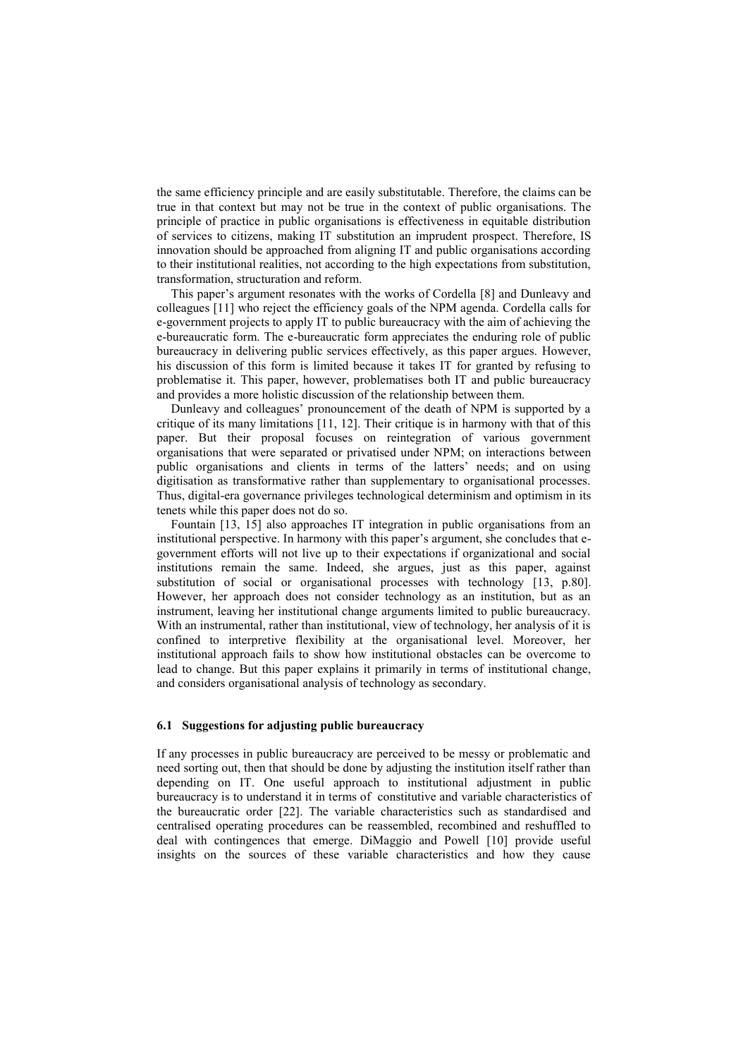the same efficiency principle and are easily substitutable. Therefore, the claims can be true in that context but may not be true in the context of public organisations. The principle of practice in public organisations is effectiveness in equitable distribution of services to citizens, making IT substitution an imprudent prospect. Therefore, IS innovation should be approached from aligning IT and public organisations according to their institutional realities, not according to the high expectations from substitution, transformation, structuration and reform.

This paper's argument resonates with the works of Cordella [8] and Dunleavy and colleagues [11] who reject the efficiency goals of the NPM agenda. Cordella calls for e-government projects to apply IT to public bureaucracy with the aim of achieving the e-bureaucratic form. The e-bureaucratic form appreciates the enduring role of public bureaucracy in delivering public services effectively, as this paper argues. However, his discussion of this form is limited because it takes IT for granted by refusing to problematise it. This paper, however, problematises both IT and public bureaucracy and provides a more holistic discussion of the relationship between them.

Dunleavy and colleagues' pronouncement of the death of NPM is supported by a critique of its many limitations [11, 12]. Their critique is in harmony with that of this paper. But their proposal focuses on reintegration of various government organisations that were separated or privatised under NPM; on interactions between public organisations and clients in terms of the latters' needs; and on using digitisation as transformative rather than supplementary to organisational processes. Thus, digital-era governance privileges technological determinism and optimism in its tenets while this paper does not do so.

Fountain [13, 15] also approaches IT integration in public organisations from an institutional perspective. In harmony with this paper's argument, she concludes that e-government efforts will not live up to their expectations if organizational and social institutions remain the same. Indeed, she argues, just as this paper, against substitution of social or organisational processes with technology [13, p.80]. However, her approach does not consider technology as an institution, but as an instrument, leaving her institutional change arguments limited to public bureaucracy. With an instrumental, rather than institutional, view of technology, her analysis of it is confined to interpretive flexibility at the organisational level. Moreover, her institutional approach fails to show how institutional obstacles can be overcome to lead to change. But this paper explains it primarily in terms of institutional change, and considers organisational analysis of technology as secondary.

### 6.1 Suggestions for adjusting public bureaucracy

If any processes in public bureaucracy are perceived to be messy or problematic and need sorting out, then that should be done by adjusting the institution itself rather than depending on IT. One useful approach to institutional adjustment in public bureaucracy is to understand it in terms of constitutive and variable characteristics of the bureaucratic order [22]. The variable characteristics such as standardised and centralised operating procedures can be reassembled, recombined and reshuffled to deal with contingences that emerge. DiMaggio and Powell [10] provide useful insights on the sources of these variable characteristics and how they cause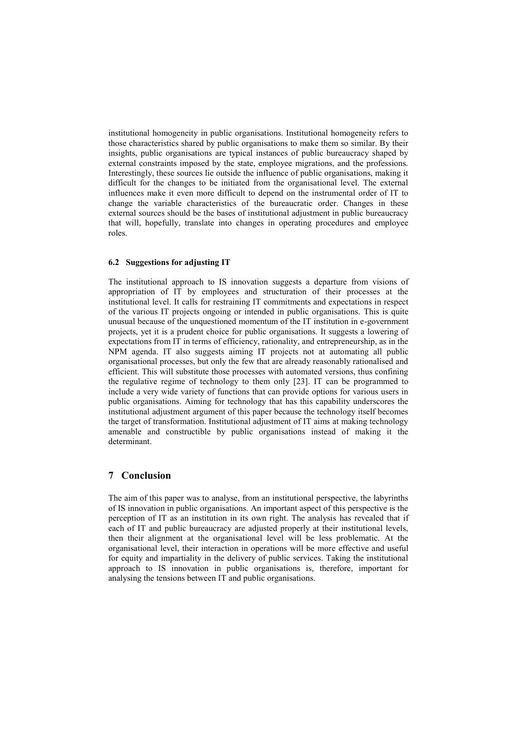institutional homogeneity in public organisations. Institutional homogeneity refers to those characteristics shared by public organisations to make them so similar. By their insights, public organisations are typical instances of public bureaucracy shaped by external constraints imposed by the state, employee migrations, and the professions. Interestingly, these sources lie outside the influence of public organisations, making it difficult for the changes to be initiated from the organisational level. The external influences make it even more difficult to depend on the instrumental order of IT to change the variable characteristics of the bureaucratic order. Changes in these external sources should be the bases of institutional adjustment in public bureaucracy that will, hopefully, translate into changes in operating procedures and employee roles.

### 6.2 Suggestions for adjusting IT

The institutional approach to IS innovation suggests a departure from visions of appropriation of IT by employees and structuration of their processes at the institutional level. It calls for restraining IT commitments and expectations in respect of the various IT projects ongoing or intended in public organisations. This is quite unusual because of the unquestioned momentum of the IT institution in e-government projects, yet it is a prudent choice for public organisations. It suggests a lowering of expectations from IT in terms of efficiency, rationality, and entrepreneurship, as in the NPM agenda. IT also suggests aiming IT projects not at automating all public organisational processes, but only the few that are already reasonably rationalised and efficient. This will substitute those processes with automated versions, thus confining the regulative regime of technology to them only [23]. IT can be programmed to include a very wide variety of functions that can provide options for various users in public organisations. Aiming for technology that has this capability underscores the institutional adjustment argument of this paper because the technology itself becomes the target of transformation. Institutional adjustment of IT aims at making technology amenable and constructible by public organisations instead of making it the determinant.

## 7 Conclusion

The aim of this paper was to analyse, from an institutional perspective, the labyrinths of IS innovation in public organisations. An important aspect of this perspective is the perception of IT as an institution in its own right. The analysis has revealed that if each of IT and public bureaucracy are adjusted properly at their institutional levels, then their alignment at the organisational level will be less problematic. At the organisational level, their interaction in operations will be more effective and useful for equity and impartiality in the delivery of public services. Taking the institutional approach to IS innovation in public organisations is, therefore, important for analysing the tensions between IT and public organisations.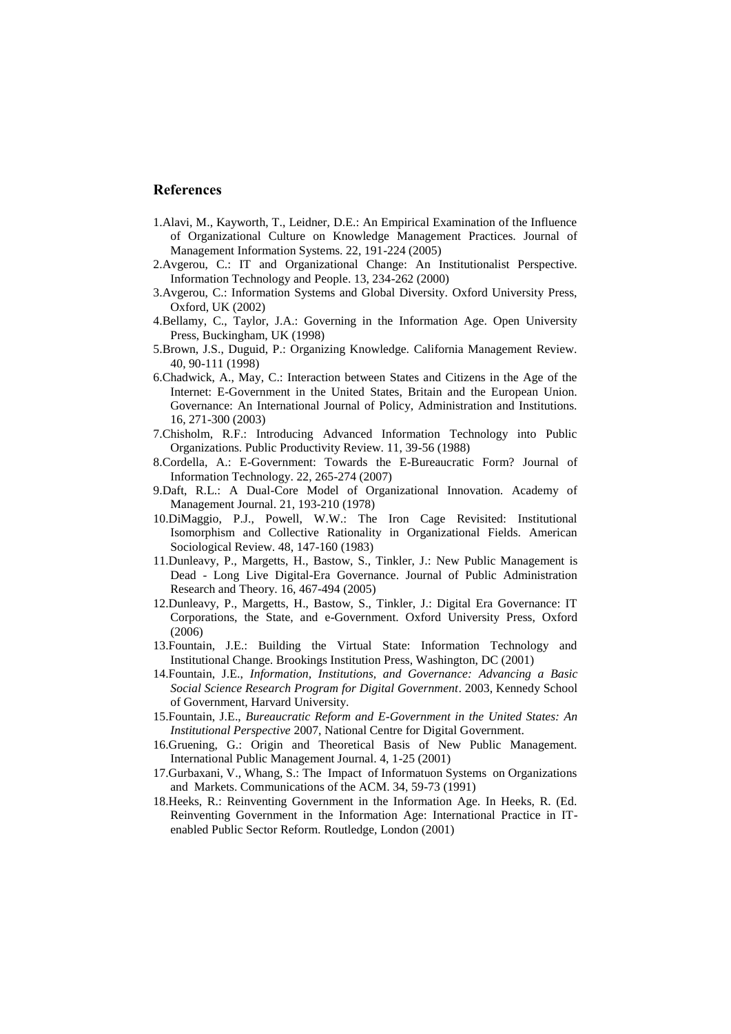## References

1. Alavi, M., Kayworth, T., Leidner, D.E.: An Empirical Examination of the Influence of Organizational Culture on Knowledge Management Practices. Journal of Management Information Systems. 22, 191-224 (2005)
2. Avgerou, C.: IT and Organizational Change: An Institutionalist Perspective. Information Technology and People. 13, 234-262 (2000)
3. Avgerou, C.: Information Systems and Global Diversity. Oxford University Press, Oxford, UK (2002)
4. Bellamy, C., Taylor, J.A.: Governing in the Information Age. Open University Press, Buckingham, UK (1998)
5. Brown, J.S., Duguid, P.: Organizing Knowledge. California Management Review. 40, 90-111 (1998)
6. Chadwick, A., May, C.: Interaction between States and Citizens in the Age of the Internet: E-Government in the United States, Britain and the European Union. Governance: An International Journal of Policy, Administration and Institutions. 16, 271-300 (2003)
7. Chisholm, R.F.: Introducing Advanced Information Technology into Public Organizations. Public Productivity Review. 11, 39-56 (1988)
8. Cordella, A.: E-Government: Towards the E-Bureaucratic Form? Journal of Information Technology. 22, 265-274 (2007)
9. Daft, R.L.: A Dual-Core Model of Organizational Innovation. Academy of Management Journal. 21, 193-210 (1978)
10. DiMaggio, P.J., Powell, W.W.: The Iron Cage Revisited: Institutional Isomorphism and Collective Rationality in Organizational Fields. American Sociological Review. 48, 147-160 (1983)
11. Dunleavy, P., Margetts, H., Bastow, S., Tinkler, J.: New Public Management is Dead - Long Live Digital-Era Governance. Journal of Public Administration Research and Theory. 16, 467-494 (2005)
12. Dunleavy, P., Margetts, H., Bastow, S., Tinkler, J.: Digital Era Governance: IT Corporations, the State, and e-Government. Oxford University Press, Oxford (2006)
13. Fountain, J.E.: Building the Virtual State: Information Technology and Institutional Change. Brookings Institution Press, Washington, DC (2001)
14. Fountain, J.E., *Information, Institutions, and Governance: Advancing a Basic Social Science Research Program for Digital Government*. 2003, Kennedy School of Government, Harvard University.
15. Fountain, J.E., *Bureaucratic Reform and E-Government in the United States: An Institutional Perspective* 2007, National Centre for Digital Government.
16. Gruening, G.: Origin and Theoretical Basis of New Public Management. International Public Management Journal. 4, 1-25 (2001)
17. Gurbaxani, V., Whang, S.: The Impact of Informatuon Systems on Organizations and Markets. Communications of the ACM. 34, 59-73 (1991)
18. Heeks, R.: Reinventing Government in the Information Age. In Heeks, R. (Ed. Reinventing Government in the Information Age: International Practice in IT-enabled Public Sector Reform. Routledge, London (2001)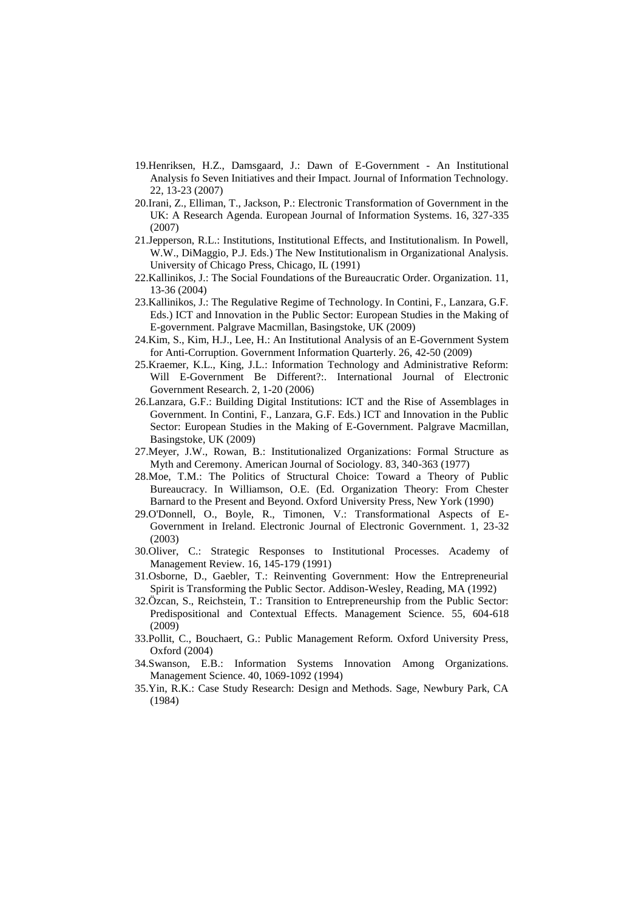19. Henriksen, H.Z., Damsgaard, J.: Dawn of E-Government - An Institutional Analysis fo Seven Initiatives and their Impact. Journal of Information Technology. 22, 13-23 (2007)
20. Irani, Z., Elliman, T., Jackson, P.: Electronic Transformation of Government in the UK: A Research Agenda. European Journal of Information Systems. 16, 327-335 (2007)
21. Jepperson, R.L.: Institutions, Institutional Effects, and Institutionalism. In Powell, W.W., DiMaggio, P.J. Eds.) The New Institutionalism in Organizational Analysis. University of Chicago Press, Chicago, IL (1991)
22. Kallinikos, J.: The Social Foundations of the Bureaucratic Order. Organization. 11, 13-36 (2004)
23. Kallinikos, J.: The Regulative Regime of Technology. In Contini, F., Lanzara, G.F. Eds.) ICT and Innovation in the Public Sector: European Studies in the Making of E-government. Palgrave Macmillan, Basingstoke, UK (2009)
24. Kim, S., Kim, H.J., Lee, H.: An Institutional Analysis of an E-Government System for Anti-Corruption. Government Information Quarterly. 26, 42-50 (2009)
25. Kraemer, K.L., King, J.L.: Information Technology and Administrative Reform: Will E-Government Be Different?:. International Journal of Electronic Government Research. 2, 1-20 (2006)
26. Lanzara, G.F.: Building Digital Institutions: ICT and the Rise of Assemblages in Government. In Contini, F., Lanzara, G.F. Eds.) ICT and Innovation in the Public Sector: European Studies in the Making of E-Government. Palgrave Macmillan, Basingstoke, UK (2009)
27. Meyer, J.W., Rowan, B.: Institutionalized Organizations: Formal Structure as Myth and Ceremony. American Journal of Sociology. 83, 340-363 (1977)
28. Moe, T.M.: The Politics of Structural Choice: Toward a Theory of Public Bureaucracy. In Williamson, O.E. (Ed. Organization Theory: From Chester Barnard to the Present and Beyond. Oxford University Press, New York (1990)
29. O'Donnell, O., Boyle, R., Timonen, V.: Transformational Aspects of E-Government in Ireland. Electronic Journal of Electronic Government. 1, 23-32 (2003)
30. Oliver, C.: Strategic Responses to Institutional Processes. Academy of Management Review. 16, 145-179 (1991)
31. Osborne, D., Gaebler, T.: Reinventing Government: How the Entrepreneurial Spirit is Transforming the Public Sector. Addison-Wesley, Reading, MA (1992)
32. Özcan, S., Reichstein, T.: Transition to Entrepreneurship from the Public Sector: Predispositional and Contextual Effects. Management Science. 55, 604-618 (2009)
33. Pollit, C., Bouchaert, G.: Public Management Reform. Oxford University Press, Oxford (2004)
34. Swanson, E.B.: Information Systems Innovation Among Organizations. Management Science. 40, 1069-1092 (1994)
35. Yin, R.K.: Case Study Research: Design and Methods. Sage, Newbury Park, CA (1984)